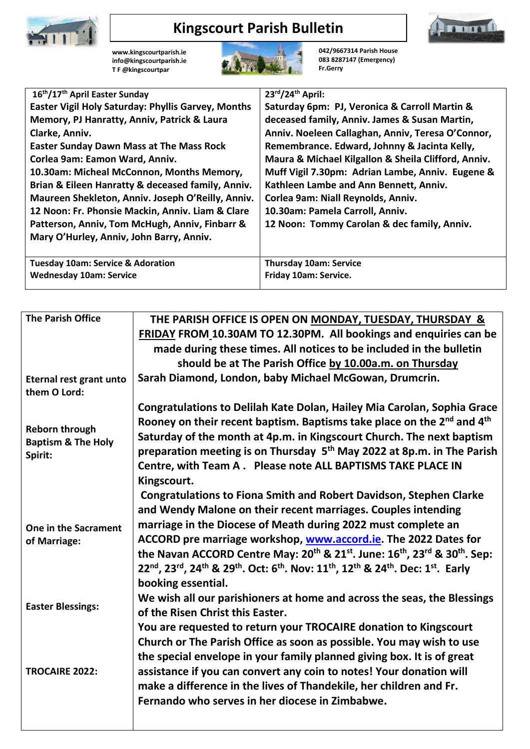# Kingscourt Parish Bulletin

www.kingscourtparish.ie
info@kingscourtparish.ie
T F @kingscourtpar

042/9667314 Parish House
083 8287147 (Emergency)
Fr.Gerry

| 16th/17th April Easter Sunday | 23rd/24th April: |
|---|---|
| **Easter Vigil Holy Saturday:** Phyllis Garvey, Months Memory, PJ Hanratty, Anniv, Patrick & Laura Clarke, Anniv.<br>**Easter Sunday Dawn Mass at The Mass Rock**<br>**Corlea 9am:** Eamon Ward, Anniv.<br>**10.30am:** Micheal McConnon, Months Memory, Brian & Eileen Hanratty & deceased family, Anniv. Maureen Shekleton, Anniv. Joseph O'Reilly, Anniv.<br>**12 Noon:** Fr. Phonsie Mackin, Anniv. Liam & Clare Patterson, Anniv, Tom McHugh, Anniv, Finbarr & Mary O'Hurley, Anniv, John Barry, Anniv. | **Saturday 6pm:** PJ, Veronica & Carroll Martin & deceased family, Anniv. James & Susan Martin, Anniv. Noeleen Callaghan, Anniv, Teresa O'Connor, Remembrance. Edward, Johnny & Jacinta Kelly, Maura & Michael Kilgallon & Sheila Clifford, Anniv.<br>**Muff Vigil 7.30pm:** Adrian Lambe, Anniv. Eugene & Kathleen Lambe and Ann Bennett, Anniv.<br>**Corlea 9am:** Niall Reynolds, Anniv.<br>**10.30am:** Pamela Carroll, Anniv.<br>**12 Noon:** Tommy Carolan & dec family, Anniv. |
| Tuesday 10am: Service & Adoration<br>Wednesday 10am: Service | Thursday 10am: Service<br>Friday 10am: Service. |

| | |
|---|---|
| **The Parish Office** | **THE PARISH OFFICE IS OPEN ON MONDAY, TUESDAY, THURSDAY & FRIDAY FROM 10.30AM TO 12.30PM. All bookings and enquiries can be made during these times. All notices to be included in the bulletin should be at The Parish Office by 10.00a.m. on Thursday** |
| **Eternal rest grant unto them O Lord:** | Sarah Diamond, London, baby Michael McGowan, Drumcrin. |
| **Reborn through Baptism & The Holy Spirit:** | Congratulations to Delilah Kate Dolan, Hailey Mia Carolan, Sophia Grace Rooney on their recent baptism. Baptisms take place on the 2nd and 4th Saturday of the month at 4p.m. in Kingscourt Church. The next baptism preparation meeting is on Thursday 5th May 2022 at 8p.m. in The Parish Centre, with Team A. Please note ALL BAPTISMS TAKE PLACE IN Kingscourt. |
| **One in the Sacrament of Marriage:** | Congratulations to Fiona Smith and Robert Davidson, Stephen Clarke and Wendy Malone on their recent marriages. Couples intending marriage in the Diocese of Meath during 2022 must complete an ACCORD pre marriage workshop, www.accord.ie. The 2022 Dates for the Navan ACCORD Centre May: 20th & 21st. June: 16th, 23rd & 30th. Sep: 22nd, 23rd, 24th & 29th. Oct: 6th. Nov: 11th, 12th & 24th. Dec: 1st. Early booking essential. |
| **Easter Blessings:** | We wish all our parishioners at home and across the seas, the Blessings of the Risen Christ this Easter. |
| **TROCAIRE 2022:** | You are requested to return your TROCAIRE donation to Kingscourt Church or The Parish Office as soon as possible. You may wish to use the special envelope in your family planned giving box. It is of great assistance if you can convert any coin to notes! Your donation will make a difference in the lives of Thandekile, her children and Fr. Fernando who serves in her diocese in Zimbabwe. |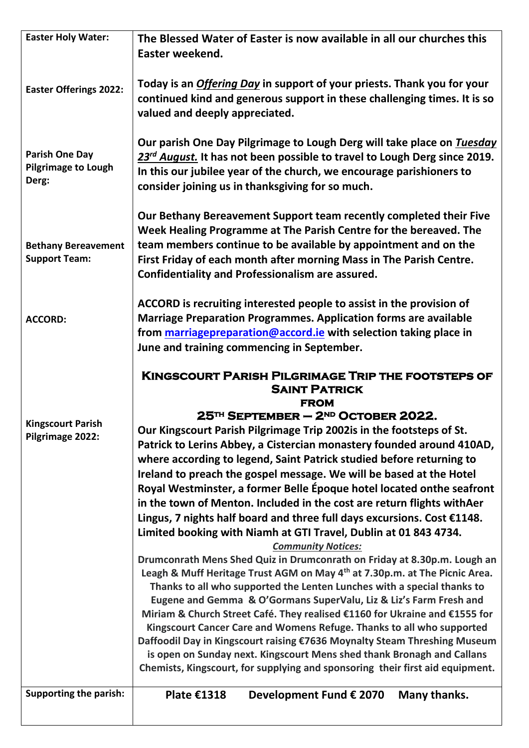| | |
|---|---|
| **Easter Holy Water:** | **The Blessed Water of Easter is now available in all our churches this Easter weekend.** |
| **Easter Offerings 2022:** | **Today is an *Offering Day* in support of your priests. Thank you for your continued kind and generous support in these challenging times. It is so valued and deeply appreciated.** |
| **Parish One Day Pilgrimage to Lough Derg:** | **Our parish One Day Pilgrimage to Lough Derg will take place on *Tuesday 23rd August.* It has not been possible to travel to Lough Derg since 2019. In this our jubilee year of the church, we encourage parishioners to consider joining us in thanksgiving for so much.** |
| **Bethany Bereavement Support Team:** | **Our Bethany Bereavement Support team recently completed their Five Week Healing Programme at The Parish Centre for the bereaved. The team members continue to be available by appointment and on the First Friday of each month after morning Mass in The Parish Centre. Confidentiality and Professionalism are assured.** |
| **ACCORD:** | **ACCORD is recruiting interested people to assist in the provision of Marriage Preparation Programmes. Application forms are available from marriagepreparation@accord.ie with selection taking place in June and training commencing in September.** |
| **Kingscourt Parish Pilgrimage 2022:** | **KINGSCOURT PARISH PILGRIMAGE TRIP THE FOOTSTEPS OF SAINT PATRICK FROM 25TH SEPTEMBER – 2ND OCTOBER 2022.** **Our Kingscourt Parish Pilgrimage Trip 2002is in the footsteps of St. Patrick to Lerins Abbey, a Cistercian monastery founded around 410AD, where according to legend, Saint Patrick studied before returning to Ireland to preach the gospel message. We will be based at the Hotel Royal Westminster, a former Belle Époque hotel located onthe seafront in the town of Menton. Included in the cost are return flights withAer Lingus, 7 nights half board and three full days excursions. Cost €1148. Limited booking with Niamh at GTI Travel, Dublin at 01 843 4734.** *Community Notices:* **Drumconrath Mens Shed Quiz in Drumconrath on Friday at 8.30p.m. Lough an Leagh & Muff Heritage Trust AGM on May 4th at 7.30p.m. at The Picnic Area. Thanks to all who supported the Lenten Lunches with a special thanks to Eugene and Gemma & O'Gormans SuperValu, Liz & Liz's Farm Fresh and Miriam & Church Street Café. They realised €1160 for Ukraine and €1555 for Kingscourt Cancer Care and Womens Refuge. Thanks to all who supported Daffoodil Day in Kingscourt raising €7636 Moynalty Steam Threshing Museum is open on Sunday next. Kingscourt Mens shed thank Bronagh and Callans Chemists, Kingscourt, for supplying and sponsoring their first aid equipment.** |
| **Supporting the parish:** | **Plate €1318 Development Fund € 2070 Many thanks.** |